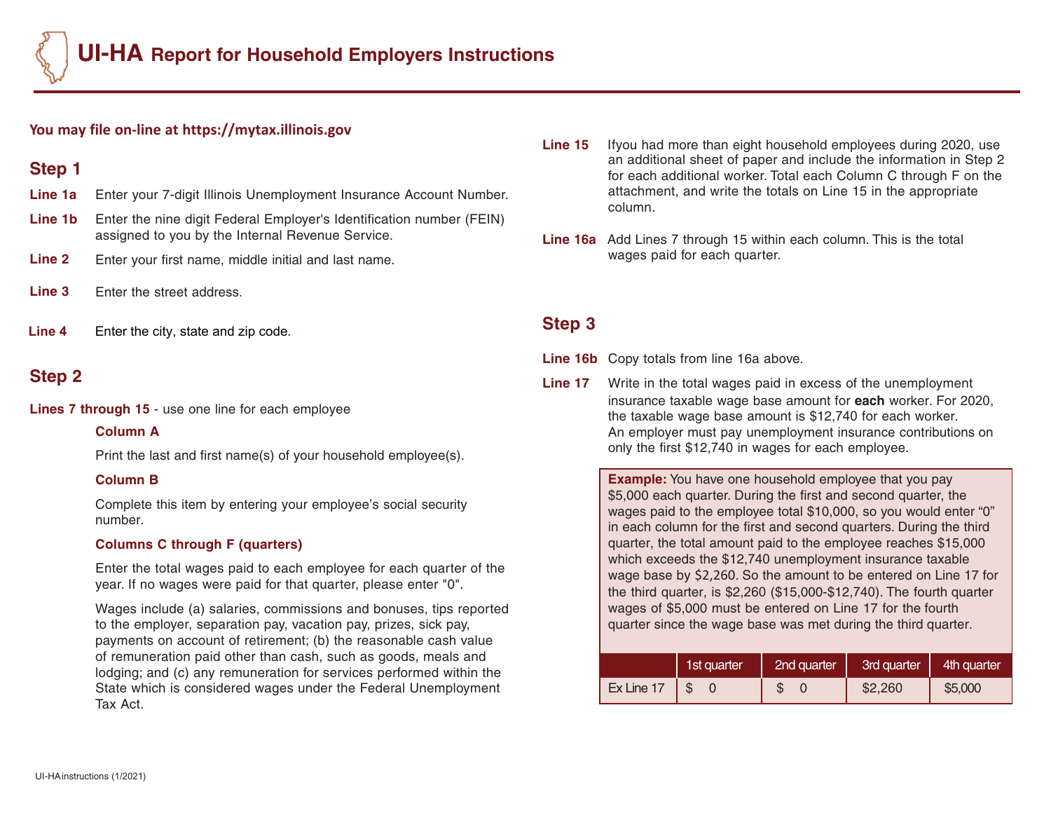# UI-HA Report for Household Employers Instructions

**You may file on-line at https://mytax.illinois.gov**

## Step 1

**Line 1a** Enter your 7-digit Illinois Unemployment Insurance Account Number.

**Line 1b** Enter the nine digit Federal Employer's Identification number (FEIN) assigned to you by the Internal Revenue Service.

**Line 2** Enter your first name, middle initial and last name.

**Line 3** Enter the street address.

**Line 4** Enter the city, state and zip code.

## Step 2

**Lines 7 through 15** - use one line for each employee

### Column A

Print the last and first name(s) of your household employee(s).

### Column B

Complete this item by entering your employee's social security number.

### Columns C through F (quarters)

Enter the total wages paid to each employee for each quarter of the year. If no wages were paid for that quarter, please enter "0".

Wages include (a) salaries, commissions and bonuses, tips reported to the employer, separation pay, vacation pay, prizes, sick pay, payments on account of retirement; (b) the reasonable cash value of remuneration paid other than cash, such as goods, meals and lodging; and (c) any remuneration for services performed within the State which is considered wages under the Federal Unemployment Tax Act.

**Line 15** Ifyou had more than eight household employees during 2020, use an additional sheet of paper and include the information in Step 2 for each additional worker. Total each Column C through F on the attachment, and write the totals on Line 15 in the appropriate column.

**Line 16a** Add Lines 7 through 15 within each column. This is the total wages paid for each quarter.

## Step 3

**Line 16b** Copy totals from line 16a above.

**Line 17** Write in the total wages paid in excess of the unemployment insurance taxable wage base amount for **each** worker. For 2020, the taxable wage base amount is $12,740 for each worker. An employer must pay unemployment insurance contributions on only the first $12,740 in wages for each employee.

**Example:** You have one household employee that you pay $5,000 each quarter. During the first and second quarter, the wages paid to the employee total $10,000, so you would enter "0" in each column for the first and second quarters. During the third quarter, the total amount paid to the employee reaches $15,000 which exceeds the $12,740 unemployment insurance taxable wage base by $2,260. So the amount to be entered on Line 17 for the third quarter, is $2,260 ($15,000-$12,740). The fourth quarter wages of $5,000 must be entered on Line 17 for the fourth quarter since the wage base was met during the third quarter.

| | 1st quarter | 2nd quarter | 3rd quarter | 4th quarter |
|---|---|---|---|---|
| Ex Line 17 | $ 0 | $ 0 | $2,260 | $5,000 |

UI-HA instructions (1/2021)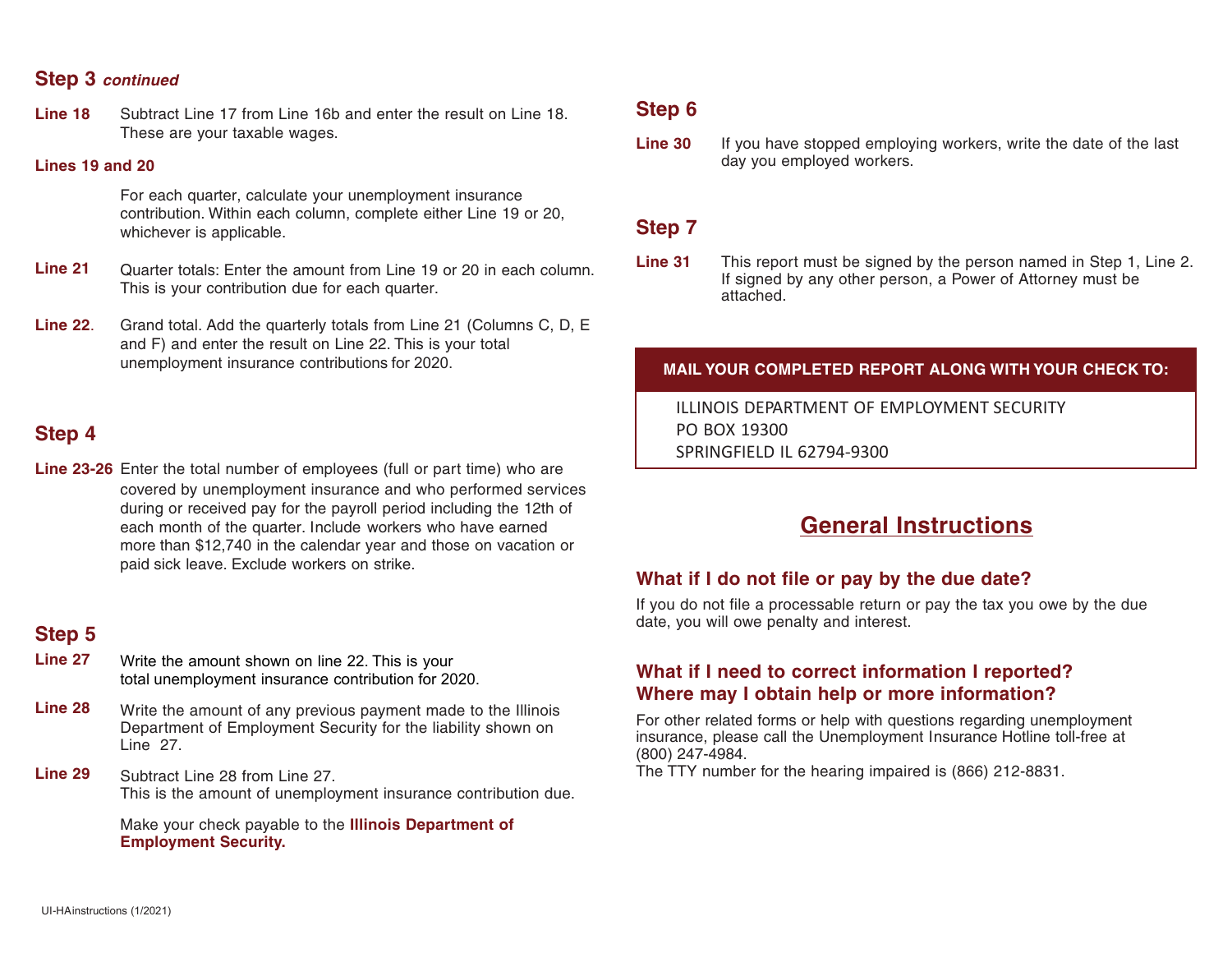## Step 3 *continued*

**Line 18** Subtract Line 17 from Line 16b and enter the result on Line 18. These are your taxable wages.

**Lines 19 and 20**

For each quarter, calculate your unemployment insurance contribution. Within each column, complete either Line 19 or 20, whichever is applicable.

**Line 21** Quarter totals: Enter the amount from Line 19 or 20 in each column. This is your contribution due for each quarter.

**Line 22**. Grand total. Add the quarterly totals from Line 21 (Columns C, D, E and F) and enter the result on Line 22. This is your total unemployment insurance contributions for 2020.

## Step 4

**Line 23-26** Enter the total number of employees (full or part time) who are covered by unemployment insurance and who performed services during or received pay for the payroll period including the 12th of each month of the quarter. Include workers who have earned more than $12,740 in the calendar year and those on vacation or paid sick leave. Exclude workers on strike.

## Step 5

**Line 27** Write the amount shown on line 22. This is your total unemployment insurance contribution for 2020.

**Line 28** Write the amount of any previous payment made to the Illinois Department of Employment Security for the liability shown on Line 27.

**Line 29** Subtract Line 28 from Line 27. This is the amount of unemployment insurance contribution due.

Make your check payable to the **Illinois Department of Employment Security.**

## Step 6

**Line 30** If you have stopped employing workers, write the date of the last day you employed workers.

## Step 7

**Line 31** This report must be signed by the person named in Step 1, Line 2. If signed by any other person, a Power of Attorney must be attached.

**MAIL YOUR COMPLETED REPORT ALONG WITH YOUR CHECK TO:**

ILLINOIS DEPARTMENT OF EMPLOYMENT SECURITY
PO BOX 19300
SPRINGFIELD IL 62794-9300

# General Instructions

### What if I do not file or pay by the due date?

If you do not file a processable return or pay the tax you owe by the due date, you will owe penalty and interest.

### What if I need to correct information I reported? Where may I obtain help or more information?

For other related forms or help with questions regarding unemployment insurance, please call the Unemployment Insurance Hotline toll-free at (800) 247-4984.
The TTY number for the hearing impaired is (866) 212-8831.

UI-HAinstructions (1/2021)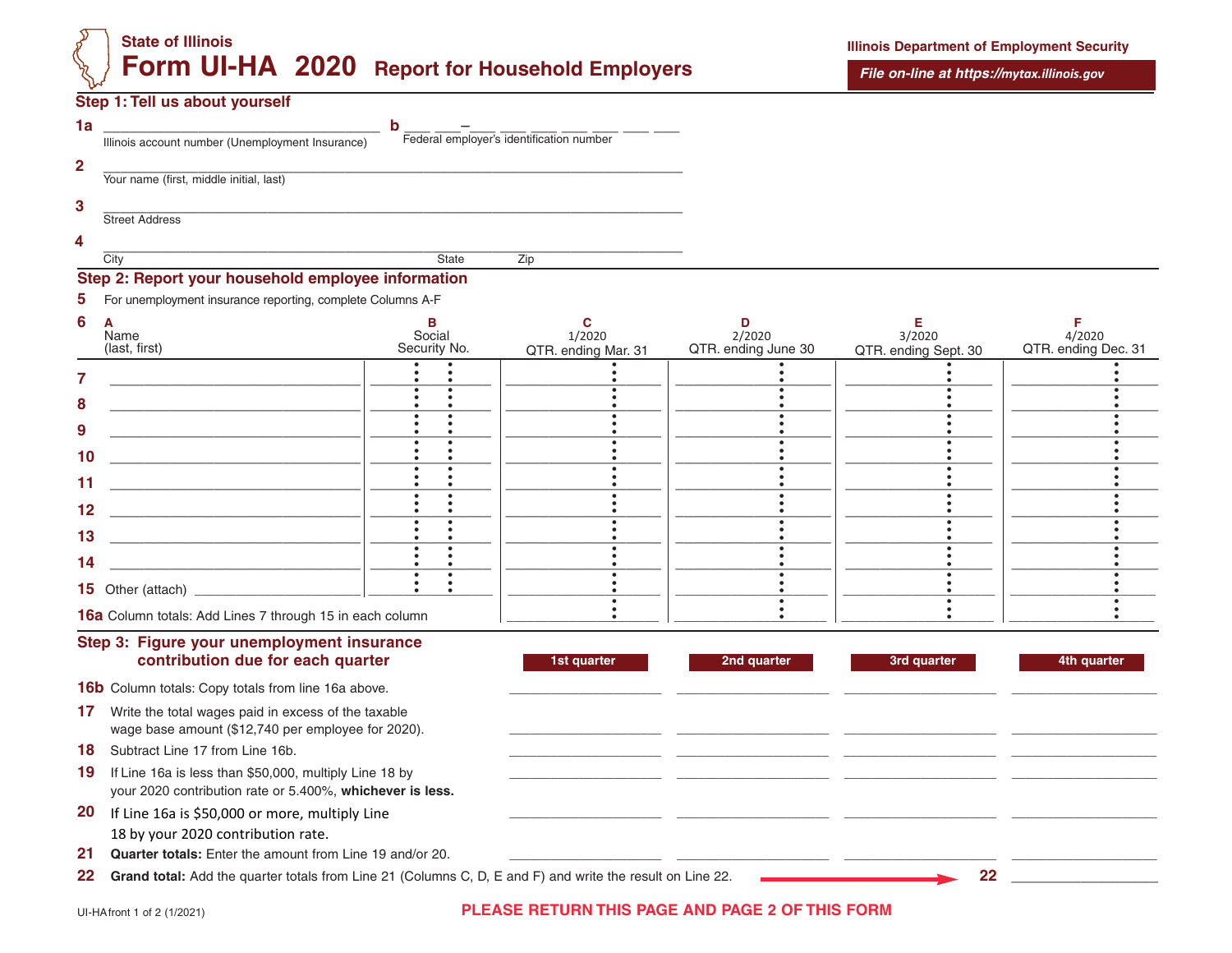State of Illinois

# Form UI-HA 2020 Report for Household Employers

**Illinois Department of Employment Security**

*File on-line at https://mytax.illinois.gov*

## Step 1: Tell us about yourself

**1a** ______________________ Illinois account number (Unemployment Insurance)

**b** ___ ___–___ ___ ___ ___ ___ ___ ___ Federal employer's identification number

**2** ______________________ Your name (first, middle initial, last)

**3** ______________________ Street Address

**4** ______________________ City State Zip

## Step 2: Report your household employee information

**5** For unemployment insurance reporting, complete Columns A-F

| **6** | **A** Name (last, first) | **B** Social Security No. | **C** 1/2020 QTR. ending Mar. 31 | **D** 2/2020 QTR. ending June 30 | **E** 3/2020 QTR. ending Sept. 30 | **F** 4/2020 QTR. ending Dec. 31 |
|---|---|---|---|---|---|---|
| **7** | | | | | | |
| **8** | | | | | | |
| **9** | | | | | | |
| **10** | | | | | | |
| **11** | | | | | | |
| **12** | | | | | | |
| **13** | | | | | | |
| **14** | | | | | | |
| **15** | Other (attach) | | | | | |
| **16a** | Column totals: Add Lines 7 through 15 in each column | | | | | |

## Step 3: Figure your unemployment insurance contribution due for each quarter

| | | 1st quarter | 2nd quarter | 3rd quarter | 4th quarter |
|---|---|---|---|---|---|
| **16b** | Column totals: Copy totals from line 16a above. | | | | |
| **17** | Write the total wages paid in excess of the taxable wage base amount ($12,740 per employee for 2020). | | | | |
| **18** | Subtract Line 17 from Line 16b. | | | | |
| **19** | If Line 16a is less than $50,000, multiply Line 18 by your 2020 contribution rate or 5.400%, **whichever is less.** | | | | |
| **20** | If Line 16a is $50,000 or more, multiply Line 18 by your 2020 contribution rate. | | | | |
| **21** | **Quarter totals:** Enter the amount from Line 19 and/or 20. | | | | |

**22** **Grand total:** Add the quarter totals from Line 21 (Columns C, D, E and F) and write the result on Line 22. → **22** ______________

UI-HAfront 1 of 2 (1/2021)

**PLEASE RETURN THIS PAGE AND PAGE 2 OF THIS FORM**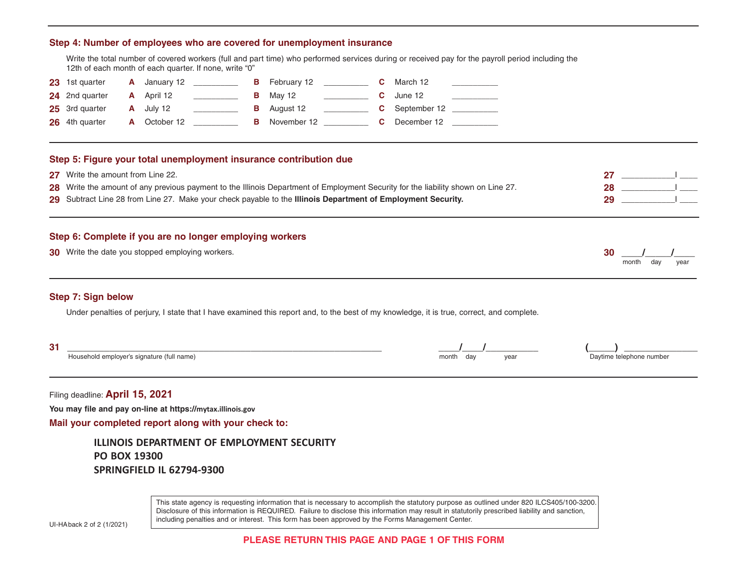### Step 4: Number of employees who are covered for unemployment insurance

Write the total number of covered workers (full and part time) who performed services during or received pay for the payroll period including the 12th of each month of each quarter. If none, write "0"

| | | | | | | | | | |
|---|---|---|---|---|---|---|---|---|---|
| **23** | 1st quarter | **A** | January 12 | __________ | **B** | February 12 | __________ | **C** | March 12 __________ |
| **24** | 2nd quarter | **A** | April 12 | __________ | **B** | May 12 | __________ | **C** | June 12 __________ |
| **25** | 3rd quarter | **A** | July 12 | __________ | **B** | August 12 | __________ | **C** | September 12 __________ |
| **26** | 4th quarter | **A** | October 12 | __________ | **B** | November 12 | __________ | **C** | December 12 __________ |

### Step 5: Figure your total unemployment insurance contribution due

**27** Write the amount from Line 22. **27** ___________|____

**28** Write the amount of any previous payment to the Illinois Department of Employment Security for the liability shown on Line 27. **28** ___________|____

**29** Subtract Line 28 from Line 27. Make your check payable to the **Illinois Department of Employment Security.** **29** ___________|____

### Step 6: Complete if you are no longer employing workers

**30** Write the date you stopped employing workers. **30** ____/_____/____ (month day year)

### Step 7: Sign below

Under penalties of perjury, I state that I have examined this report and, to the best of my knowledge, it is true, correct, and complete.

**31** ______________________________________________ Household employer's signature (full name) ____/____/__________ month day year (_____) ______________ Daytime telephone number

Filing deadline: **April 15, 2021**

**You may file and pay on-line at https://mytax.illinois.gov**

**Mail your completed report along with your check to:**

**ILLINOIS DEPARTMENT OF EMPLOYMENT SECURITY**
**PO BOX 19300**
**SPRINGFIELD IL 62794-9300**

This state agency is requesting information that is necessary to accomplish the statutory purpose as outlined under 820 ILCS405/100-3200. Disclosure of this information is REQUIRED. Failure to disclose this information may result in statutorily prescribed liability and sanction, including penalties and or interest. This form has been approved by the Forms Management Center.

UI-HA back 2 of 2 (1/2021)

**PLEASE RETURN THIS PAGE AND PAGE 1 OF THIS FORM**